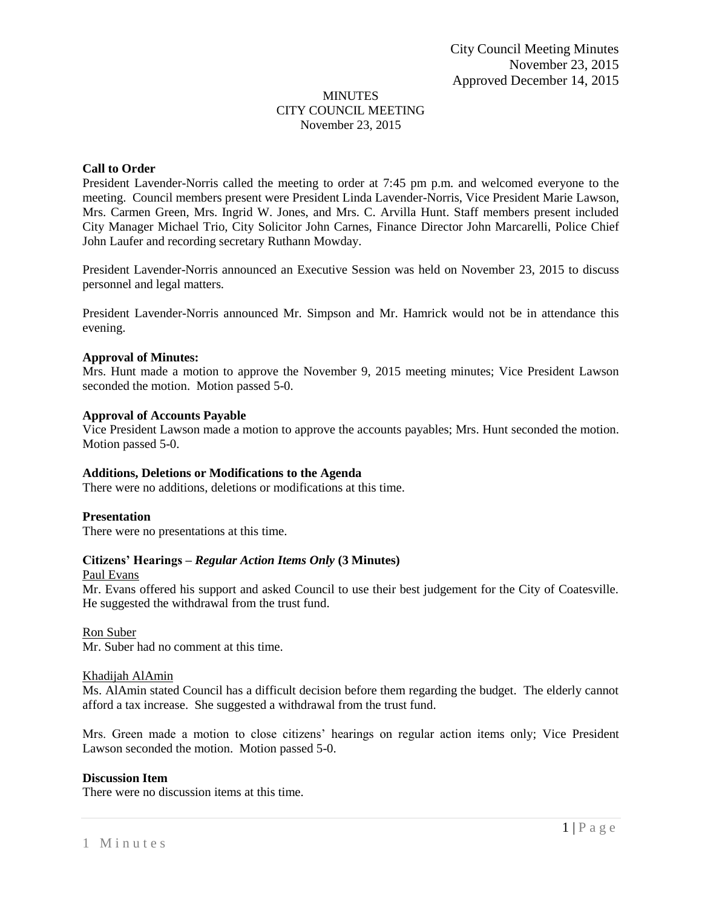# MINUTES
## CITY COUNCIL MEETING
November 23, 2015

**Call to Order**

President Lavender-Norris called the meeting to order at 7:45 pm p.m. and welcomed everyone to the meeting. Council members present were President Linda Lavender-Norris, Vice President Marie Lawson, Mrs. Carmen Green, Mrs. Ingrid W. Jones, and Mrs. C. Arvilla Hunt. Staff members present included City Manager Michael Trio, City Solicitor John Carnes, Finance Director John Marcarelli, Police Chief John Laufer and recording secretary Ruthann Mowday.

President Lavender-Norris announced an Executive Session was held on November 23, 2015 to discuss personnel and legal matters.

President Lavender-Norris announced Mr. Simpson and Mr. Hamrick would not be in attendance this evening.

**Approval of Minutes:**

Mrs. Hunt made a motion to approve the November 9, 2015 meeting minutes; Vice President Lawson seconded the motion. Motion passed 5-0.

**Approval of Accounts Payable**

Vice President Lawson made a motion to approve the accounts payables; Mrs. Hunt seconded the motion. Motion passed 5-0.

**Additions, Deletions or Modifications to the Agenda**

There were no additions, deletions or modifications at this time.

**Presentation**

There were no presentations at this time.

**Citizens' Hearings –** ***Regular Action Items Only*** **(3 Minutes)**

Paul Evans

Mr. Evans offered his support and asked Council to use their best judgement for the City of Coatesville. He suggested the withdrawal from the trust fund.

Ron Suber

Mr. Suber had no comment at this time.

Khadijah AlAmin

Ms. AlAmin stated Council has a difficult decision before them regarding the budget. The elderly cannot afford a tax increase. She suggested a withdrawal from the trust fund.

Mrs. Green made a motion to close citizens' hearings on regular action items only; Vice President Lawson seconded the motion. Motion passed 5-0.

**Discussion Item**

There were no discussion items at this time.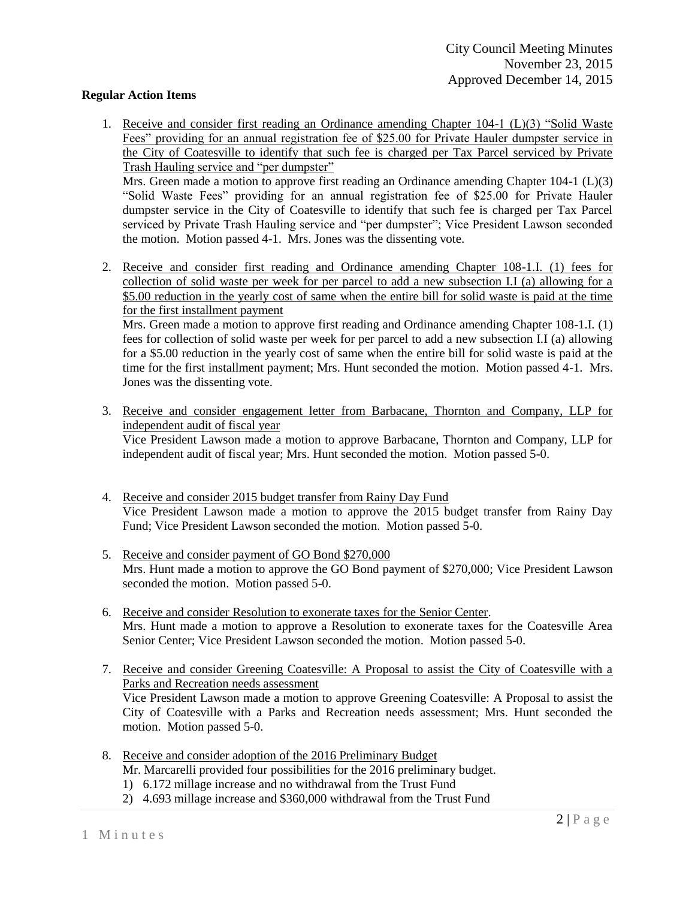**Regular Action Items**

1. Receive and consider first reading an Ordinance amending Chapter 104-1 (L)(3) "Solid Waste Fees" providing for an annual registration fee of $25.00 for Private Hauler dumpster service in the City of Coatesville to identify that such fee is charged per Tax Parcel serviced by Private Trash Hauling service and "per dumpster"
   Mrs. Green made a motion to approve first reading an Ordinance amending Chapter 104-1 (L)(3) "Solid Waste Fees" providing for an annual registration fee of $25.00 for Private Hauler dumpster service in the City of Coatesville to identify that such fee is charged per Tax Parcel serviced by Private Trash Hauling service and "per dumpster"; Vice President Lawson seconded the motion. Motion passed 4-1. Mrs. Jones was the dissenting vote.

2. Receive and consider first reading and Ordinance amending Chapter 108-1.I. (1) fees for collection of solid waste per week for per parcel to add a new subsection I.I (a) allowing for a $5.00 reduction in the yearly cost of same when the entire bill for solid waste is paid at the time for the first installment payment
   Mrs. Green made a motion to approve first reading and Ordinance amending Chapter 108-1.I. (1) fees for collection of solid waste per week for per parcel to add a new subsection I.I (a) allowing for a $5.00 reduction in the yearly cost of same when the entire bill for solid waste is paid at the time for the first installment payment; Mrs. Hunt seconded the motion. Motion passed 4-1. Mrs. Jones was the dissenting vote.

3. Receive and consider engagement letter from Barbacane, Thornton and Company, LLP for independent audit of fiscal year
   Vice President Lawson made a motion to approve Barbacane, Thornton and Company, LLP for independent audit of fiscal year; Mrs. Hunt seconded the motion. Motion passed 5-0.

4. Receive and consider 2015 budget transfer from Rainy Day Fund
   Vice President Lawson made a motion to approve the 2015 budget transfer from Rainy Day Fund; Vice President Lawson seconded the motion. Motion passed 5-0.

5. Receive and consider payment of GO Bond $270,000
   Mrs. Hunt made a motion to approve the GO Bond payment of $270,000; Vice President Lawson seconded the motion. Motion passed 5-0.

6. Receive and consider Resolution to exonerate taxes for the Senior Center.
   Mrs. Hunt made a motion to approve a Resolution to exonerate taxes for the Coatesville Area Senior Center; Vice President Lawson seconded the motion. Motion passed 5-0.

7. Receive and consider Greening Coatesville: A Proposal to assist the City of Coatesville with a Parks and Recreation needs assessment
   Vice President Lawson made a motion to approve Greening Coatesville: A Proposal to assist the City of Coatesville with a Parks and Recreation needs assessment; Mrs. Hunt seconded the motion. Motion passed 5-0.

8. Receive and consider adoption of the 2016 Preliminary Budget
   Mr. Marcarelli provided four possibilities for the 2016 preliminary budget.
   1) 6.172 millage increase and no withdrawal from the Trust Fund
   2) 4.693 millage increase and $360,000 withdrawal from the Trust Fund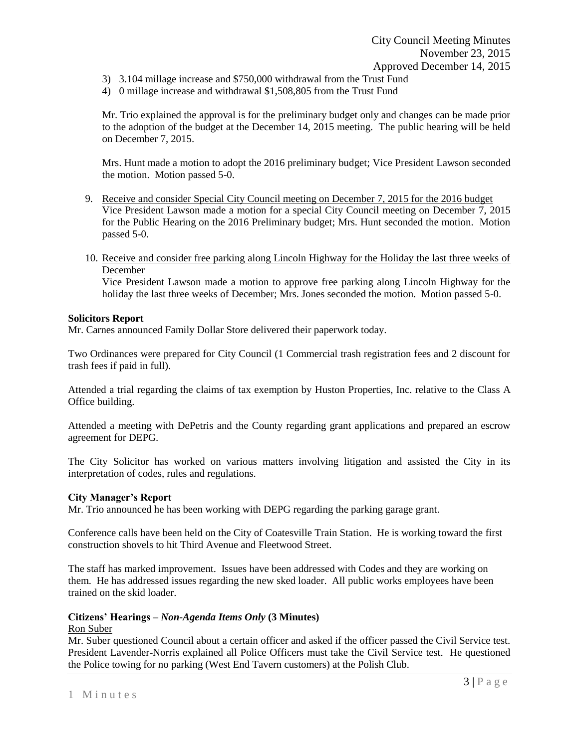3) 3.104 millage increase and $750,000 withdrawal from the Trust Fund
4) 0 millage increase and withdrawal $1,508,805 from the Trust Fund

Mr. Trio explained the approval is for the preliminary budget only and changes can be made prior to the adoption of the budget at the December 14, 2015 meeting. The public hearing will be held on December 7, 2015.

Mrs. Hunt made a motion to adopt the 2016 preliminary budget; Vice President Lawson seconded the motion. Motion passed 5-0.

9. Receive and consider Special City Council meeting on December 7, 2015 for the 2016 budget
   Vice President Lawson made a motion for a special City Council meeting on December 7, 2015 for the Public Hearing on the 2016 Preliminary budget; Mrs. Hunt seconded the motion. Motion passed 5-0.

10. Receive and consider free parking along Lincoln Highway for the Holiday the last three weeks of December
    Vice President Lawson made a motion to approve free parking along Lincoln Highway for the holiday the last three weeks of December; Mrs. Jones seconded the motion. Motion passed 5-0.

**Solicitors Report**

Mr. Carnes announced Family Dollar Store delivered their paperwork today.

Two Ordinances were prepared for City Council (1 Commercial trash registration fees and 2 discount for trash fees if paid in full).

Attended a trial regarding the claims of tax exemption by Huston Properties, Inc. relative to the Class A Office building.

Attended a meeting with DePetris and the County regarding grant applications and prepared an escrow agreement for DEPG.

The City Solicitor has worked on various matters involving litigation and assisted the City in its interpretation of codes, rules and regulations.

**City Manager's Report**

Mr. Trio announced he has been working with DEPG regarding the parking garage grant.

Conference calls have been held on the City of Coatesville Train Station. He is working toward the first construction shovels to hit Third Avenue and Fleetwood Street.

The staff has marked improvement. Issues have been addressed with Codes and they are working on them. He has addressed issues regarding the new sked loader. All public works employees have been trained on the skid loader.

**Citizens' Hearings – *Non-Agenda Items Only* (3 Minutes)**

Ron Suber

Mr. Suber questioned Council about a certain officer and asked if the officer passed the Civil Service test. President Lavender-Norris explained all Police Officers must take the Civil Service test. He questioned the Police towing for no parking (West End Tavern customers) at the Polish Club.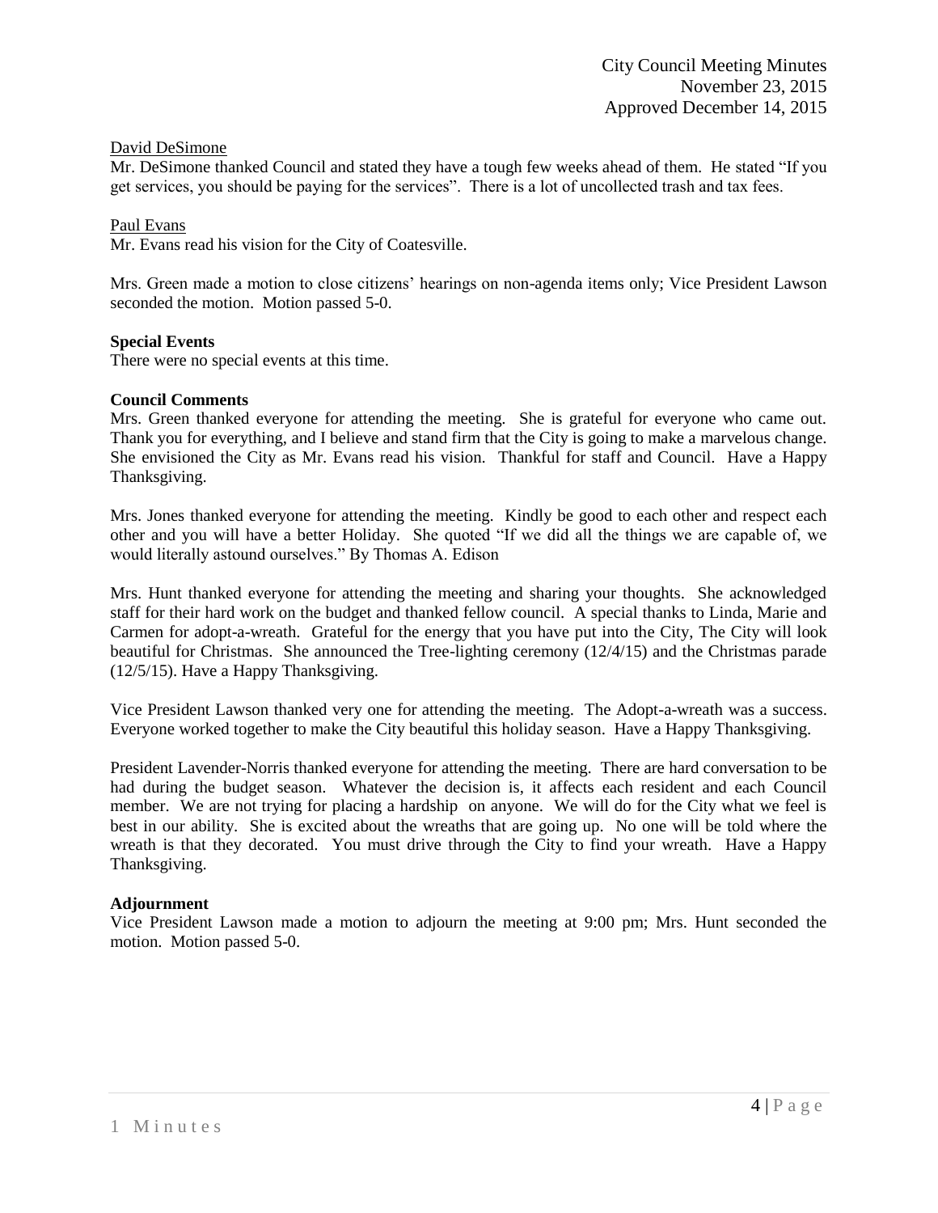David DeSimone

Mr. DeSimone thanked Council and stated they have a tough few weeks ahead of them. He stated "If you get services, you should be paying for the services". There is a lot of uncollected trash and tax fees.

Paul Evans

Mr. Evans read his vision for the City of Coatesville.

Mrs. Green made a motion to close citizens' hearings on non-agenda items only; Vice President Lawson seconded the motion. Motion passed 5-0.

**Special Events**

There were no special events at this time.

**Council Comments**

Mrs. Green thanked everyone for attending the meeting. She is grateful for everyone who came out. Thank you for everything, and I believe and stand firm that the City is going to make a marvelous change. She envisioned the City as Mr. Evans read his vision. Thankful for staff and Council. Have a Happy Thanksgiving.

Mrs. Jones thanked everyone for attending the meeting. Kindly be good to each other and respect each other and you will have a better Holiday. She quoted "If we did all the things we are capable of, we would literally astound ourselves." By Thomas A. Edison

Mrs. Hunt thanked everyone for attending the meeting and sharing your thoughts. She acknowledged staff for their hard work on the budget and thanked fellow council. A special thanks to Linda, Marie and Carmen for adopt-a-wreath. Grateful for the energy that you have put into the City, The City will look beautiful for Christmas. She announced the Tree-lighting ceremony (12/4/15) and the Christmas parade (12/5/15). Have a Happy Thanksgiving.

Vice President Lawson thanked very one for attending the meeting. The Adopt-a-wreath was a success. Everyone worked together to make the City beautiful this holiday season. Have a Happy Thanksgiving.

President Lavender-Norris thanked everyone for attending the meeting. There are hard conversation to be had during the budget season. Whatever the decision is, it affects each resident and each Council member. We are not trying for placing a hardship on anyone. We will do for the City what we feel is best in our ability. She is excited about the wreaths that are going up. No one will be told where the wreath is that they decorated. You must drive through the City to find your wreath. Have a Happy Thanksgiving.

**Adjournment**

Vice President Lawson made a motion to adjourn the meeting at 9:00 pm; Mrs. Hunt seconded the motion. Motion passed 5-0.